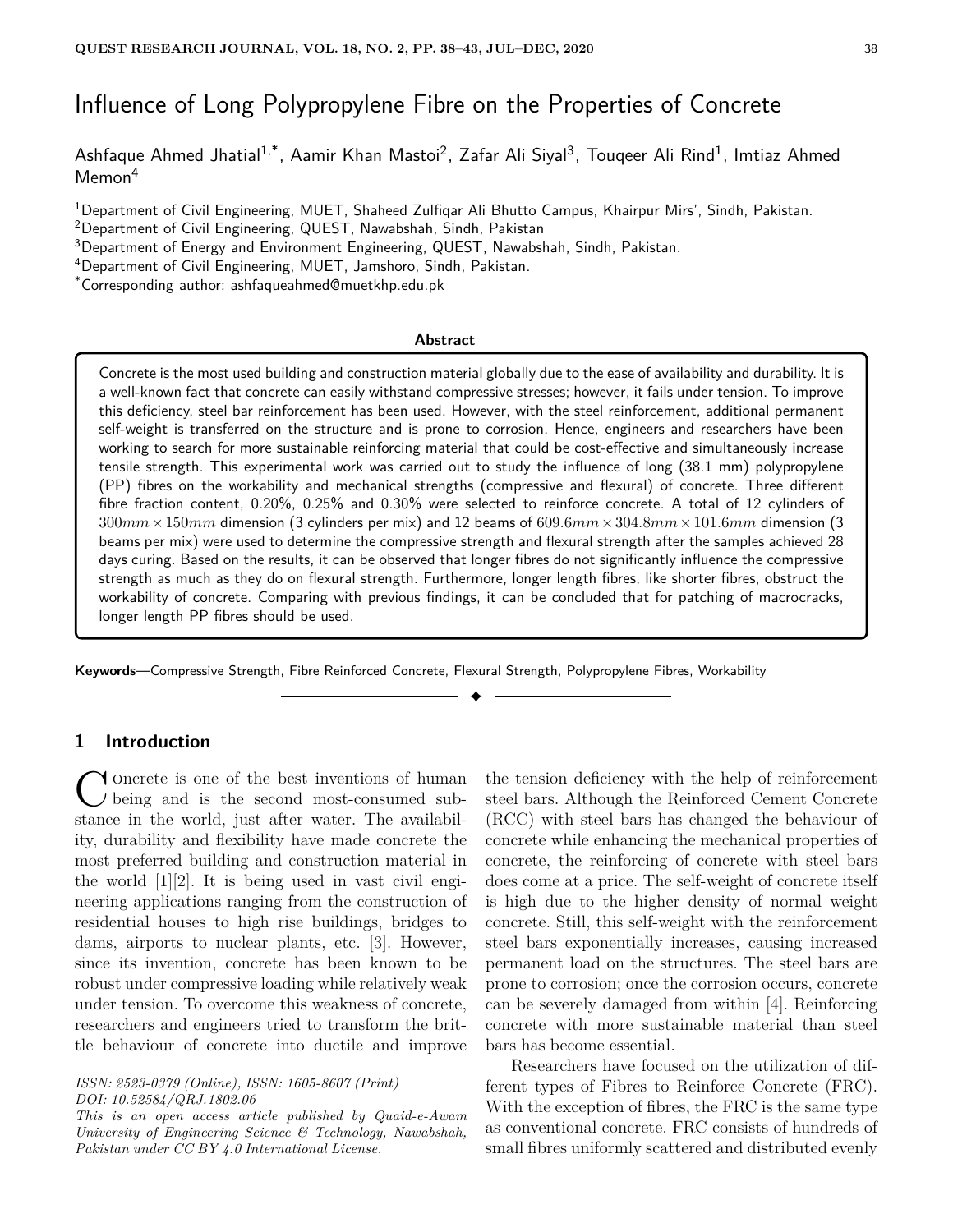# Influence of Long Polypropylene Fibre on the Properties of Concrete

Ashfaque Ahmed Jhatial[1,*], Aamir Khan Mastoi[2], Zafar Ali Siyal[3], Touqeer Ali Rind[1], Imtiaz Ahmed Memon[4]

[1]Department of Civil Engineering, MUET, Shaheed Zulfiqar Ali Bhutto Campus, Khairpur Mirs', Sindh, Pakistan.
[2]Department of Civil Engineering, QUEST, Nawabshah, Sindh, Pakistan
[3]Department of Energy and Environment Engineering, QUEST, Nawabshah, Sindh, Pakistan.
[4]Department of Civil Engineering, MUET, Jamshoro, Sindh, Pakistan.
[*]Corresponding author: ashfaqueahmed@muetkhp.edu.pk

**Abstract**

Concrete is the most used building and construction material globally due to the ease of availability and durability. It is a well-known fact that concrete can easily withstand compressive stresses; however, it fails under tension. To improve this deficiency, steel bar reinforcement has been used. However, with the steel reinforcement, additional permanent self-weight is transferred on the structure and is prone to corrosion. Hence, engineers and researchers have been working to search for more sustainable reinforcing material that could be cost-effective and simultaneously increase tensile strength. This experimental work was carried out to study the influence of long (38.1 mm) polypropylene (PP) fibres on the workability and mechanical strengths (compressive and flexural) of concrete. Three different fibre fraction content, 0.20%, 0.25% and 0.30% were selected to reinforce concrete. A total of 12 cylinders of $300mm \times 150mm$ dimension (3 cylinders per mix) and 12 beams of $609.6mm \times 304.8mm \times 101.6mm$ dimension (3 beams per mix) were used to determine the compressive strength and flexural strength after the samples achieved 28 days curing. Based on the results, it can be observed that longer fibres do not significantly influence the compressive strength as much as they do on flexural strength. Furthermore, longer length fibres, like shorter fibres, obstruct the workability of concrete. Comparing with previous findings, it can be concluded that for patching of macrocracks, longer length PP fibres should be used.

**Keywords**—Compressive Strength, Fibre Reinforced Concrete, Flexural Strength, Polypropylene Fibres, Workability

## 1 Introduction

Concrete is one of the best inventions of human being and is the second most-consumed substance in the world, just after water. The availability, durability and flexibility have made concrete the most preferred building and construction material in the world [1][2]. It is being used in vast civil engineering applications ranging from the construction of residential houses to high rise buildings, bridges to dams, airports to nuclear plants, etc. [3]. However, since its invention, concrete has been known to be robust under compressive loading while relatively weak under tension. To overcome this weakness of concrete, researchers and engineers tried to transform the brittle behaviour of concrete into ductile and improve the tension deficiency with the help of reinforcement steel bars. Although the Reinforced Cement Concrete (RCC) with steel bars has changed the behaviour of concrete while enhancing the mechanical properties of concrete, the reinforcing of concrete with steel bars does come at a price. The self-weight of concrete itself is high due to the higher density of normal weight concrete. Still, this self-weight with the reinforcement steel bars exponentially increases, causing increased permanent load on the structures. The steel bars are prone to corrosion; once the corrosion occurs, concrete can be severely damaged from within [4]. Reinforcing concrete with more sustainable material than steel bars has become essential.

Researchers have focused on the utilization of different types of Fibres to Reinforce Concrete (FRC). With the exception of fibres, the FRC is the same type as conventional concrete. FRC consists of hundreds of small fibres uniformly scattered and distributed evenly

*ISSN: 2523-0379 (Online), ISSN: 1605-8607 (Print)*
*DOI: 10.52584/QRJ.1802.06*
*This is an open access article published by Quaid-e-Awam University of Engineering Science & Technology, Nawabshah, Pakistan under CC BY 4.0 International License.*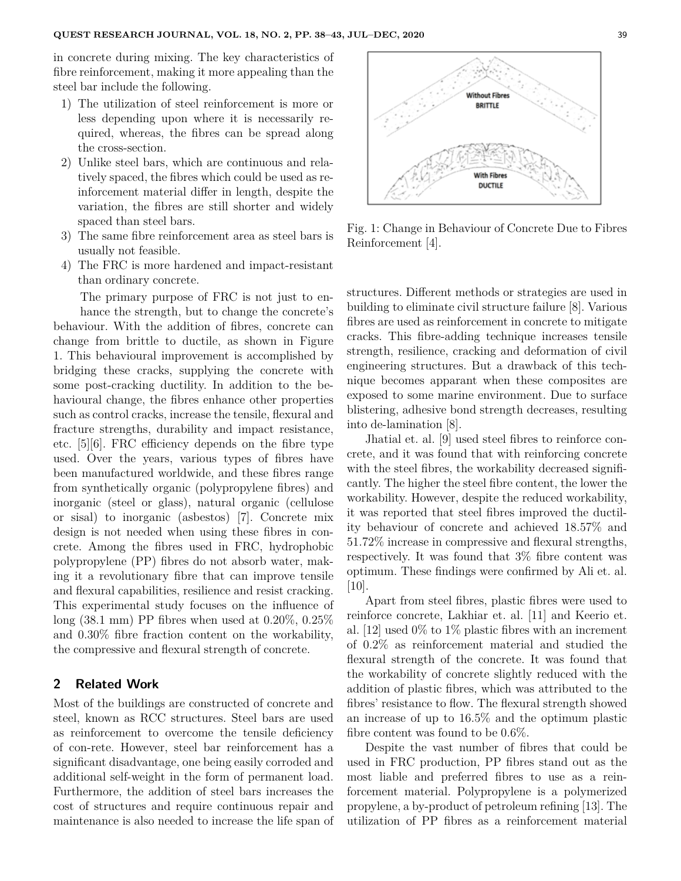in concrete during mixing. The key characteristics of fibre reinforcement, making it more appealing than the steel bar include the following.

1) The utilization of steel reinforcement is more or less depending upon where it is necessarily required, whereas, the fibres can be spread along the cross-section.
2) Unlike steel bars, which are continuous and relatively spaced, the fibres which could be used as reinforcement material differ in length, despite the variation, the fibres are still shorter and widely spaced than steel bars.
3) The same fibre reinforcement area as steel bars is usually not feasible.
4) The FRC is more hardened and impact-resistant than ordinary concrete.

The primary purpose of FRC is not just to enhance the strength, but to change the concrete's behaviour. With the addition of fibres, concrete can change from brittle to ductile, as shown in Figure 1. This behavioural improvement is accomplished by bridging these cracks, supplying the concrete with some post-cracking ductility. In addition to the behavioural change, the fibres enhance other properties such as control cracks, increase the tensile, flexural and fracture strengths, durability and impact resistance, etc. [5][6]. FRC efficiency depends on the fibre type used. Over the years, various types of fibres have been manufactured worldwide, and these fibres range from synthetically organic (polypropylene fibres) and inorganic (steel or glass), natural organic (cellulose or sisal) to inorganic (asbestos) [7]. Concrete mix design is not needed when using these fibres in concrete. Among the fibres used in FRC, hydrophobic polypropylene (PP) fibres do not absorb water, making it a revolutionary fibre that can improve tensile and flexural capabilities, resilience and resist cracking. This experimental study focuses on the influence of long (38.1 mm) PP fibres when used at 0.20%, 0.25% and 0.30% fibre fraction content on the workability, the compressive and flexural strength of concrete.

Fig. 1: Change in Behaviour of Concrete Due to Fibres Reinforcement [4].

## 2 Related Work

Most of the buildings are constructed of concrete and steel, known as RCC structures. Steel bars are used as reinforcement to overcome the tensile deficiency of con-rete. However, steel bar reinforcement has a significant disadvantage, one being easily corroded and additional self-weight in the form of permanent load. Furthermore, the addition of steel bars increases the cost of structures and require continuous repair and maintenance is also needed to increase the life span of structures. Different methods or strategies are used in building to eliminate civil structure failure [8]. Various fibres are used as reinforcement in concrete to mitigate cracks. This fibre-adding technique increases tensile strength, resilience, cracking and deformation of civil engineering structures. But a drawback of this technique becomes apparant when these composites are exposed to some marine environment. Due to surface blistering, adhesive bond strength decreases, resulting into de-lamination [8].

Jhatial et. al. [9] used steel fibres to reinforce concrete, and it was found that with reinforcing concrete with the steel fibres, the workability decreased significantly. The higher the steel fibre content, the lower the workability. However, despite the reduced workability, it was reported that steel fibres improved the ductility behaviour of concrete and achieved 18.57% and 51.72% increase in compressive and flexural strengths, respectively. It was found that 3% fibre content was optimum. These findings were confirmed by Ali et. al. [10].

Apart from steel fibres, plastic fibres were used to reinforce concrete, Lakhiar et. al. [11] and Keerio et. al. [12] used 0% to 1% plastic fibres with an increment of 0.2% as reinforcement material and studied the flexural strength of the concrete. It was found that the workability of concrete slightly reduced with the addition of plastic fibres, which was attributed to the fibres' resistance to flow. The flexural strength showed an increase of up to 16.5% and the optimum plastic fibre content was found to be 0.6%.

Despite the vast number of fibres that could be used in FRC production, PP fibres stand out as the most liable and preferred fibres to use as a reinforcement material. Polypropylene is a polymerized propylene, a by-product of petroleum refining [13]. The utilization of PP fibres as a reinforcement material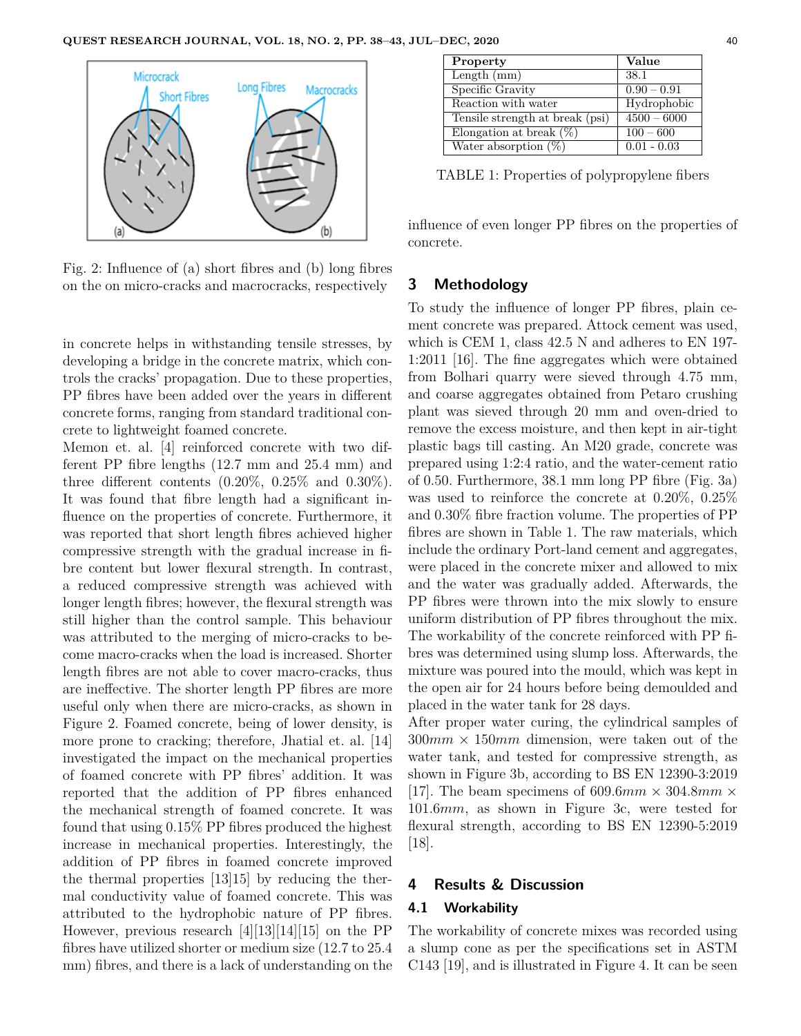Fig. 2: Influence of (a) short fibres and (b) long fibres on the on micro-cracks and macrocracks, respectively

in concrete helps in withstanding tensile stresses, by developing a bridge in the concrete matrix, which controls the cracks' propagation. Due to these properties, PP fibres have been added over the years in different concrete forms, ranging from standard traditional concrete to lightweight foamed concrete.

Memon et. al. [4] reinforced concrete with two different PP fibre lengths (12.7 mm and 25.4 mm) and three different contents (0.20%, 0.25% and 0.30%). It was found that fibre length had a significant influence on the properties of concrete. Furthermore, it was reported that short length fibres achieved higher compressive strength with the gradual increase in fibre content but lower flexural strength. In contrast, a reduced compressive strength was achieved with longer length fibres; however, the flexural strength was still higher than the control sample. This behaviour was attributed to the merging of micro-cracks to become macro-cracks when the load is increased. Shorter length fibres are not able to cover macro-cracks, thus are ineffective. The shorter length PP fibres are more useful only when there are micro-cracks, as shown in Figure 2. Foamed concrete, being of lower density, is more prone to cracking; therefore, Jhatial et. al. [14] investigated the impact on the mechanical properties of foamed concrete with PP fibres' addition. It was reported that the addition of PP fibres enhanced the mechanical strength of foamed concrete. It was found that using 0.15% PP fibres produced the highest increase in mechanical properties. Interestingly, the addition of PP fibres in foamed concrete improved the thermal properties [13][15] by reducing the thermal conductivity value of foamed concrete. This was attributed to the hydrophobic nature of PP fibres. However, previous research [4][13][14][15] on the PP fibres have utilized shorter or medium size (12.7 to 25.4 mm) fibres, and there is a lack of understanding on the influence of even longer PP fibres on the properties of concrete.

| Property | Value |
|---|---|
| Length (mm) | 38.1 |
| Specific Gravity | 0.90 – 0.91 |
| Reaction with water | Hydrophobic |
| Tensile strength at break (psi) | 4500 – 6000 |
| Elongation at break (%) | 100 – 600 |
| Water absorption (%) | 0.01 - 0.03 |

TABLE 1: Properties of polypropylene fibers

## 3 Methodology

To study the influence of longer PP fibres, plain cement concrete was prepared. Attock cement was used, which is CEM 1, class 42.5 N and adheres to EN 197-1:2011 [16]. The fine aggregates which were obtained from Bolhari quarry were sieved through 4.75 mm, and coarse aggregates obtained from Petaro crushing plant was sieved through 20 mm and oven-dried to remove the excess moisture, and then kept in air-tight plastic bags till casting. An M20 grade, concrete was prepared using 1:2:4 ratio, and the water-cement ratio of 0.50. Furthermore, 38.1 mm long PP fibre (Fig. 3a) was used to reinforce the concrete at 0.20%, 0.25% and 0.30% fibre fraction volume. The properties of PP fibres are shown in Table 1. The raw materials, which include the ordinary Port-land cement and aggregates, were placed in the concrete mixer and allowed to mix and the water was gradually added. Afterwards, the PP fibres were thrown into the mix slowly to ensure uniform distribution of PP fibres throughout the mix. The workability of the concrete reinforced with PP fibres was determined using slump loss. Afterwards, the mixture was poured into the mould, which was kept in the open air for 24 hours before being demoulded and placed in the water tank for 28 days.

After proper water curing, the cylindrical samples of $300mm \times 150mm$ dimension, were taken out of the water tank, and tested for compressive strength, as shown in Figure 3b, according to BS EN 12390-3:2019 [17]. The beam specimens of $609.6mm \times 304.8mm \times 101.6mm$, as shown in Figure 3c, were tested for flexural strength, according to BS EN 12390-5:2019 [18].

## 4 Results & Discussion

### 4.1 Workability

The workability of concrete mixes was recorded using a slump cone as per the specifications set in ASTM C143 [19], and is illustrated in Figure 4. It can be seen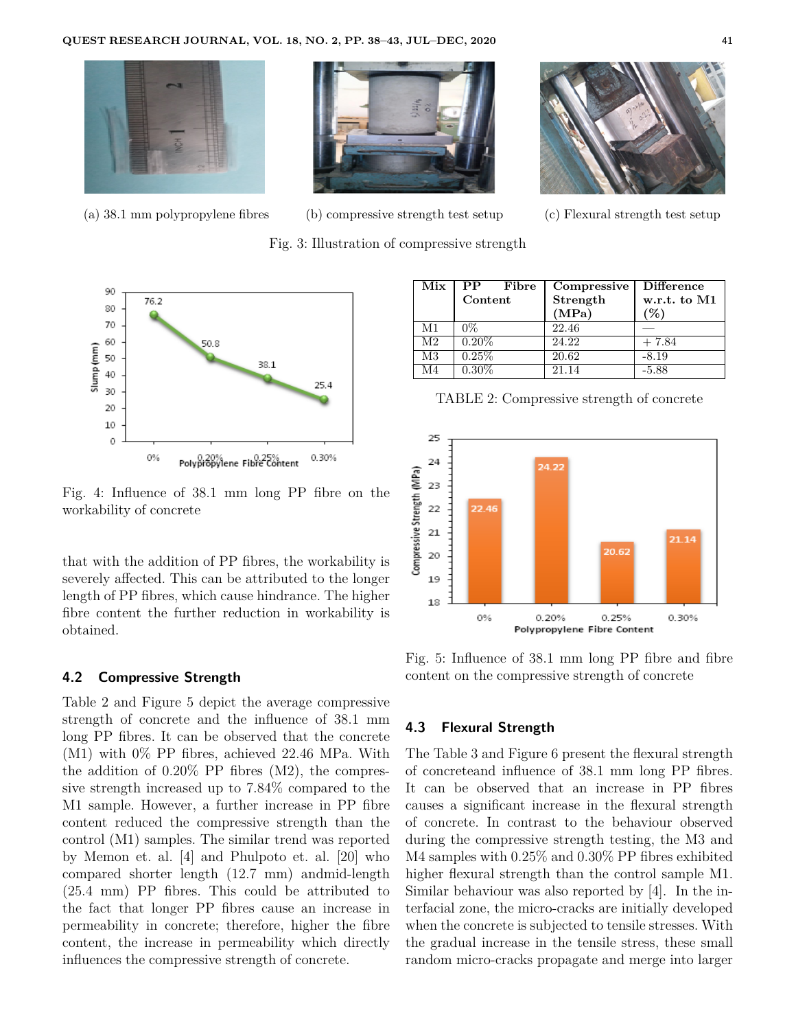(a) 38.1 mm polypropylene fibres

(b) compressive strength test setup

(c) Flexural strength test setup

Fig. 3: Illustration of compressive strength

Fig. 4: Influence of 38.1 mm long PP fibre on the workability of concrete

that with the addition of PP fibres, the workability is severely affected. This can be attributed to the longer length of PP fibres, which cause hindrance. The higher fibre content the further reduction in workability is obtained.

### 4.2 Compressive Strength

Table 2 and Figure 5 depict the average compressive strength of concrete and the influence of 38.1 mm long PP fibres. It can be observed that the concrete (M1) with 0% PP fibres, achieved 22.46 MPa. With the addition of 0.20% PP fibres (M2), the compressive strength increased up to 7.84% compared to the M1 sample. However, a further increase in PP fibre content reduced the compressive strength than the control (M1) samples. The similar trend was reported by Memon et. al. [4] and Phulpoto et. al. [20] who compared shorter length (12.7 mm) andmid-length (25.4 mm) PP fibres. This could be attributed to the fact that longer PP fibres cause an increase in permeability in concrete; therefore, higher the fibre content, the increase in permeability which directly influences the compressive strength of concrete.

| Mix | PP Fibre Content | Compressive Strength (MPa) | Difference w.r.t. to M1 (%) |
|---|---|---|---|
| M1 | 0% | 22.46 | — |
| M2 | 0.20% | 24.22 | + 7.84 |
| M3 | 0.25% | 20.62 | -8.19 |
| M4 | 0.30% | 21.14 | -5.88 |

TABLE 2: Compressive strength of concrete

Fig. 5: Influence of 38.1 mm long PP fibre and fibre content on the compressive strength of concrete

### 4.3 Flexural Strength

The Table 3 and Figure 6 present the flexural strength of concreteand influence of 38.1 mm long PP fibres. It can be observed that an increase in PP fibres causes a significant increase in the flexural strength of concrete. In contrast to the behaviour observed during the compressive strength testing, the M3 and M4 samples with 0.25% and 0.30% PP fibres exhibited higher flexural strength than the control sample M1. Similar behaviour was also reported by [4]. In the interfacial zone, the micro-cracks are initially developed when the concrete is subjected to tensile stresses. With the gradual increase in the tensile stress, these small random micro-cracks propagate and merge into larger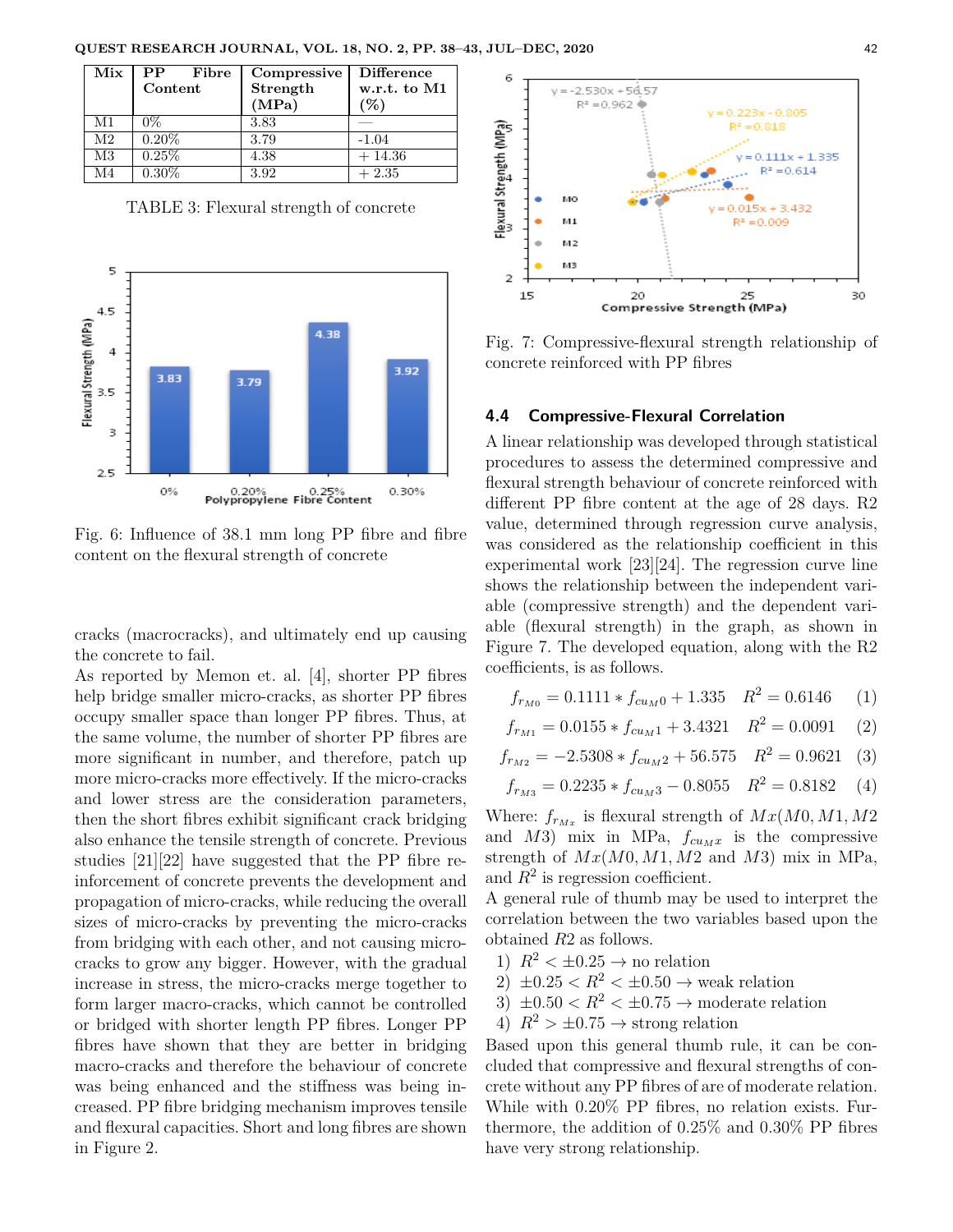| Mix | PP Fibre Content | Compressive Strength (MPa) | Difference w.r.t. to M1 (%) |
|---|---|---|---|
| M1 | 0% | 3.83 | — |
| M2 | 0.20% | 3.79 | -1.04 |
| M3 | 0.25% | 4.38 | + 14.36 |
| M4 | 0.30% | 3.92 | + 2.35 |

TABLE 3: Flexural strength of concrete

Fig. 6: Influence of 38.1 mm long PP fibre and fibre content on the flexural strength of concrete

cracks (macrocracks), and ultimately end up causing the concrete to fail.

As reported by Memon et. al. [4], shorter PP fibres help bridge smaller micro-cracks, as shorter PP fibres occupy smaller space than longer PP fibres. Thus, at the same volume, the number of shorter PP fibres are more significant in number, and therefore, patch up more micro-cracks more effectively. If the micro-cracks and lower stress are the consideration parameters, then the short fibres exhibit significant crack bridging also enhance the tensile strength of concrete. Previous studies [21][22] have suggested that the PP fibre reinforcement of concrete prevents the development and propagation of micro-cracks, while reducing the overall sizes of micro-cracks by preventing the micro-cracks from bridging with each other, and not causing micro-cracks to grow any bigger. However, with the gradual increase in stress, the micro-cracks merge together to form larger macro-cracks, which cannot be controlled or bridged with shorter length PP fibres. Longer PP fibres have shown that they are better in bridging macro-cracks and therefore the behaviour of concrete was being enhanced and the stiffness was being increased. PP fibre bridging mechanism improves tensile and flexural capacities. Short and long fibres are shown in Figure 2.

Fig. 7: Compressive-flexural strength relationship of concrete reinforced with PP fibres

### 4.4 Compressive-Flexural Correlation

A linear relationship was developed through statistical procedures to assess the determined compressive and flexural strength behaviour of concrete reinforced with different PP fibre content at the age of 28 days. R2 value, determined through regression curve analysis, was considered as the relationship coefficient in this experimental work [23][24]. The regression curve line shows the relationship between the independent variable (compressive strength) and the dependent variable (flexural strength) in the graph, as shown in Figure 7. The developed equation, along with the R2 coefficients, is as follows.

$$f_{r_{M0}} = 0.1111 * f_{cu_{M}0} + 1.335 \quad R^2 = 0.6146 \qquad (1)$$

$$f_{r_{M1}} = 0.0155 * f_{cu_{M}1} + 3.4321 \quad R^2 = 0.0091 \qquad (2)$$

$$f_{r_{M2}} = -2.5308 * f_{cu_{M}2} + 56.575 \quad R^2 = 0.9621 \qquad (3)$$

$$f_{r_{M3}} = 0.2235 * f_{cu_{M}3} - 0.8055 \quad R^2 = 0.8182 \qquad (4)$$

Where: $f_{r_{M_x}}$ is flexural strength of $Mx(M0, M1, M2$ and $M3)$ mix in MPa, $f_{cu_{Mx}}$ is the compressive strength of $Mx(M0, M1, M2$ and $M3)$ mix in MPa, and $R^2$ is regression coefficient.

A general rule of thumb may be used to interpret the correlation between the two variables based upon the obtained $R2$ as follows.

1) $R^2 < \pm 0.25 \rightarrow$ no relation
2) $\pm 0.25 < R^2 < \pm 0.50 \rightarrow$ weak relation
3) $\pm 0.50 < R^2 < \pm 0.75 \rightarrow$ moderate relation
4) $R^2 > \pm 0.75 \rightarrow$ strong relation

Based upon this general thumb rule, it can be concluded that compressive and flexural strengths of concrete without any PP fibres of are of moderate relation. While with 0.20% PP fibres, no relation exists. Furthermore, the addition of 0.25% and 0.30% PP fibres have very strong relationship.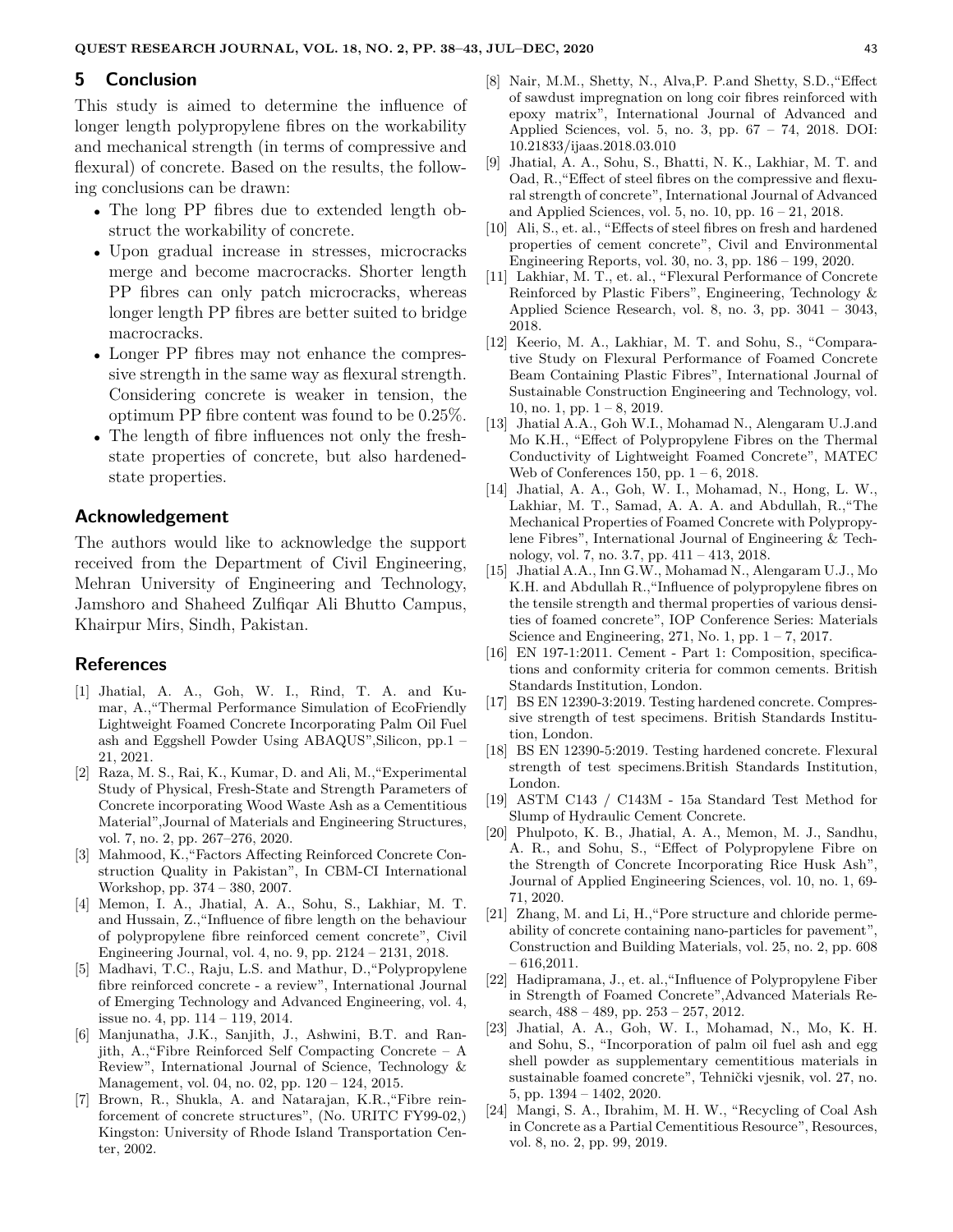## 5 Conclusion

This study is aimed to determine the influence of longer length polypropylene fibres on the workability and mechanical strength (in terms of compressive and flexural) of concrete. Based on the results, the following conclusions can be drawn:

- The long PP fibres due to extended length obstruct the workability of concrete.
- Upon gradual increase in stresses, microcracks merge and become macrocracks. Shorter length PP fibres can only patch microcracks, whereas longer length PP fibres are better suited to bridge macrocracks.
- Longer PP fibres may not enhance the compressive strength in the same way as flexural strength. Considering concrete is weaker in tension, the optimum PP fibre content was found to be 0.25%.
- The length of fibre influences not only the fresh-state properties of concrete, but also hardened-state properties.

## Acknowledgement

The authors would like to acknowledge the support received from the Department of Civil Engineering, Mehran University of Engineering and Technology, Jamshoro and Shaheed Zulfiqar Ali Bhutto Campus, Khairpur Mirs, Sindh, Pakistan.

## References

[1] Jhatial, A. A., Goh, W. I., Rind, T. A. and Kumar, A.,"Thermal Performance Simulation of EcoFriendly Lightweight Foamed Concrete Incorporating Palm Oil Fuel ash and Eggshell Powder Using ABAQUS",Silicon, pp.1 – 21, 2021.

[2] Raza, M. S., Rai, K., Kumar, D. and Ali, M.,"Experimental Study of Physical, Fresh-State and Strength Parameters of Concrete incorporating Wood Waste Ash as a Cementitious Material",Journal of Materials and Engineering Structures, vol. 7, no. 2, pp. 267–276, 2020.

[3] Mahmood, K.,"Factors Affecting Reinforced Concrete Construction Quality in Pakistan", In CBM-CI International Workshop, pp. 374 – 380, 2007.

[4] Memon, I. A., Jhatial, A. A., Sohu, S., Lakhiar, M. T. and Hussain, Z.,"Influence of fibre length on the behaviour of polypropylene fibre reinforced cement concrete", Civil Engineering Journal, vol. 4, no. 9, pp. 2124 – 2131, 2018.

[5] Madhavi, T.C., Raju, L.S. and Mathur, D.,"Polypropylene fibre reinforced concrete - a review", International Journal of Emerging Technology and Advanced Engineering, vol. 4, issue no. 4, pp. 114 – 119, 2014.

[6] Manjunatha, J.K., Sanjith, J., Ashwini, B.T. and Ranjith, A.,"Fibre Reinforced Self Compacting Concrete – A Review", International Journal of Science, Technology & Management, vol. 04, no. 02, pp. 120 – 124, 2015.

[7] Brown, R., Shukla, A. and Natarajan, K.R.,"Fibre reinforcement of concrete structures", (No. URITC FY99-02,) Kingston: University of Rhode Island Transportation Center, 2002.

[8] Nair, M.M., Shetty, N., Alva,P. P.and Shetty, S.D.,"Effect of sawdust impregnation on long coir fibres reinforced with epoxy matrix", International Journal of Advanced and Applied Sciences, vol. 5, no. 3, pp. 67 – 74, 2018. DOI: 10.21833/ijaas.2018.03.010

[9] Jhatial, A. A., Sohu, S., Bhatti, N. K., Lakhiar, M. T. and Oad, R.,"Effect of steel fibres on the compressive and flexural strength of concrete", International Journal of Advanced and Applied Sciences, vol. 5, no. 10, pp. 16 – 21, 2018.

[10] Ali, S., et. al., "Effects of steel fibres on fresh and hardened properties of cement concrete", Civil and Environmental Engineering Reports, vol. 30, no. 3, pp. 186 – 199, 2020.

[11] Lakhiar, M. T., et. al., "Flexural Performance of Concrete Reinforced by Plastic Fibers", Engineering, Technology & Applied Science Research, vol. 8, no. 3, pp. 3041 – 3043, 2018.

[12] Keerio, M. A., Lakhiar, M. T. and Sohu, S., "Comparative Study on Flexural Performance of Foamed Concrete Beam Containing Plastic Fibres", International Journal of Sustainable Construction Engineering and Technology, vol. 10, no. 1, pp. 1 – 8, 2019.

[13] Jhatial A.A., Goh W.I., Mohamad N., Alengaram U.J.and Mo K.H., "Effect of Polypropylene Fibres on the Thermal Conductivity of Lightweight Foamed Concrete", MATEC Web of Conferences 150, pp. 1 – 6, 2018.

[14] Jhatial, A. A., Goh, W. I., Mohamad, N., Hong, L. W., Lakhiar, M. T., Samad, A. A. A. and Abdullah, R.,"The Mechanical Properties of Foamed Concrete with Polypropylene Fibres", International Journal of Engineering & Technology, vol. 7, no. 3.7, pp. 411 – 413, 2018.

[15] Jhatial A.A., Inn G.W., Mohamad N., Alengaram U.J., Mo K.H. and Abdullah R.,"Influence of polypropylene fibres on the tensile strength and thermal properties of various densities of foamed concrete", IOP Conference Series: Materials Science and Engineering, 271, No. 1, pp. 1 – 7, 2017.

[16] EN 197-1:2011. Cement - Part 1: Composition, specifications and conformity criteria for common cements. British Standards Institution, London.

[17] BS EN 12390-3:2019. Testing hardened concrete. Compressive strength of test specimens. British Standards Institution, London.

[18] BS EN 12390-5:2019. Testing hardened concrete. Flexural strength of test specimens.British Standards Institution, London.

[19] ASTM C143 / C143M - 15a Standard Test Method for Slump of Hydraulic Cement Concrete.

[20] Phulpoto, K. B., Jhatial, A. A., Memon, M. J., Sandhu, A. R., and Sohu, S., "Effect of Polypropylene Fibre on the Strength of Concrete Incorporating Rice Husk Ash", Journal of Applied Engineering Sciences, vol. 10, no. 1, 69-71, 2020.

[21] Zhang, M. and Li, H.,"Pore structure and chloride permeability of concrete containing nano-particles for pavement", Construction and Building Materials, vol. 25, no. 2, pp. 608 – 616,2011.

[22] Hadipramana, J., et. al.,"Influence of Polypropylene Fiber in Strength of Foamed Concrete",Advanced Materials Research, 488 – 489, pp. 253 – 257, 2012.

[23] Jhatial, A. A., Goh, W. I., Mohamad, N., Mo, K. H. and Sohu, S., "Incorporation of palm oil fuel ash and egg shell powder as supplementary cementitious materials in sustainable foamed concrete", Tehnički vjesnik, vol. 27, no. 5, pp. 1394 – 1402, 2020.

[24] Mangi, S. A., Ibrahim, M. H. W., "Recycling of Coal Ash in Concrete as a Partial Cementitious Resource", Resources, vol. 8, no. 2, pp. 99, 2019.